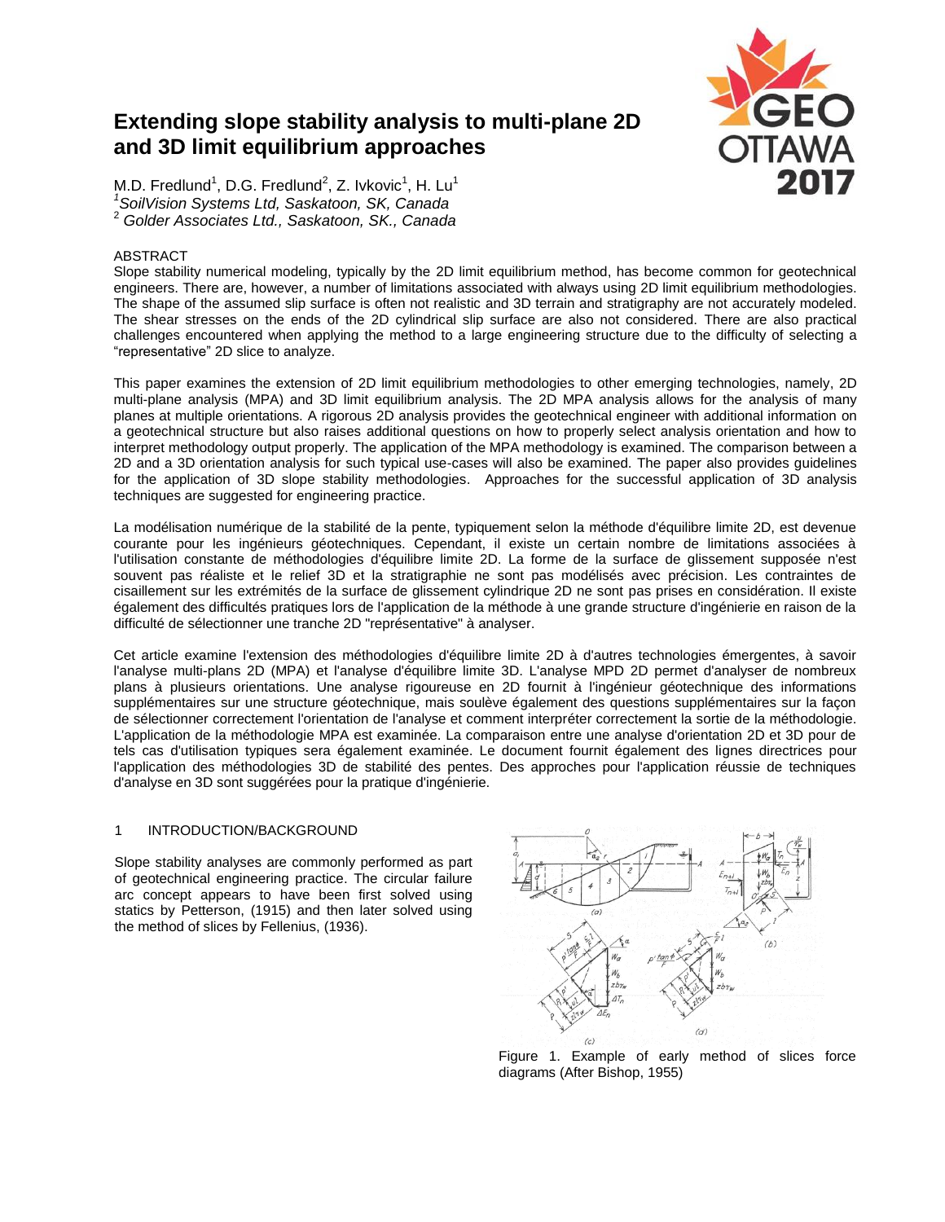# Extending slope stability analysis to multi-plane 2D and 3D limit equilibrium approaches

M.D. Fredlund[1], D.G. Fredlund[2], Z. Ivkovic[1], H. Lu[1]
[1]*SoilVision Systems Ltd, Saskatoon, SK, Canada*
[2] *Golder Associates Ltd., Saskatoon, SK., Canada*

## ABSTRACT

Slope stability numerical modeling, typically by the 2D limit equilibrium method, has become common for geotechnical engineers. There are, however, a number of limitations associated with always using 2D limit equilibrium methodologies. The shape of the assumed slip surface is often not realistic and 3D terrain and stratigraphy are not accurately modeled. The shear stresses on the ends of the 2D cylindrical slip surface are also not considered. There are also practical challenges encountered when applying the method to a large engineering structure due to the difficulty of selecting a "representative" 2D slice to analyze.

This paper examines the extension of 2D limit equilibrium methodologies to other emerging technologies, namely, 2D multi-plane analysis (MPA) and 3D limit equilibrium analysis. The 2D MPA analysis allows for the analysis of many planes at multiple orientations. A rigorous 2D analysis provides the geotechnical engineer with additional information on a geotechnical structure but also raises additional questions on how to properly select analysis orientation and how to interpret methodology output properly. The application of the MPA methodology is examined. The comparison between a 2D and a 3D orientation analysis for such typical use-cases will also be examined. The paper also provides guidelines for the application of 3D slope stability methodologies. Approaches for the successful application of 3D analysis techniques are suggested for engineering practice.

La modélisation numérique de la stabilité de la pente, typiquement selon la méthode d'équilibre limite 2D, est devenue courante pour les ingénieurs géotechniques. Cependant, il existe un certain nombre de limitations associées à l'utilisation constante de méthodologies d'équilibre limite 2D. La forme de la surface de glissement supposée n'est souvent pas réaliste et le relief 3D et la stratigraphie ne sont pas modélisés avec précision. Les contraintes de cisaillement sur les extrémités de la surface de glissement cylindrique 2D ne sont pas prises en considération. Il existe également des difficultés pratiques lors de l'application de la méthode à une grande structure d'ingénierie en raison de la difficulté de sélectionner une tranche 2D "représentative" à analyser.

Cet article examine l'extension des méthodologies d'équilibre limite 2D à d'autres technologies émergentes, à savoir l'analyse multi-plans 2D (MPA) et l'analyse d'équilibre limite 3D. L'analyse MPD 2D permet d'analyser de nombreux plans à plusieurs orientations. Une analyse rigoureuse en 2D fournit à l'ingénieur géotechnique des informations supplémentaires sur une structure géotechnique, mais soulève également des questions supplémentaires sur la façon de sélectionner correctement l'orientation de l'analyse et comment interpréter correctement la sortie de la méthodologie. L'application de la méthodologie MPA est examinée. La comparaison entre une analyse d'orientation 2D et 3D pour de tels cas d'utilisation typiques sera également examinée. Le document fournit également des lignes directrices pour l'application des méthodologies 3D de stabilité des pentes. Des approches pour l'application réussie de techniques d'analyse en 3D sont suggérées pour la pratique d'ingénierie.

## 1 INTRODUCTION/BACKGROUND

Slope stability analyses are commonly performed as part of geotechnical engineering practice. The circular failure arc concept appears to have been first solved using statics by Petterson, (1915) and then later solved using the method of slices by Fellenius, (1936).

Figure 1. Example of early method of slices force diagrams (After Bishop, 1955)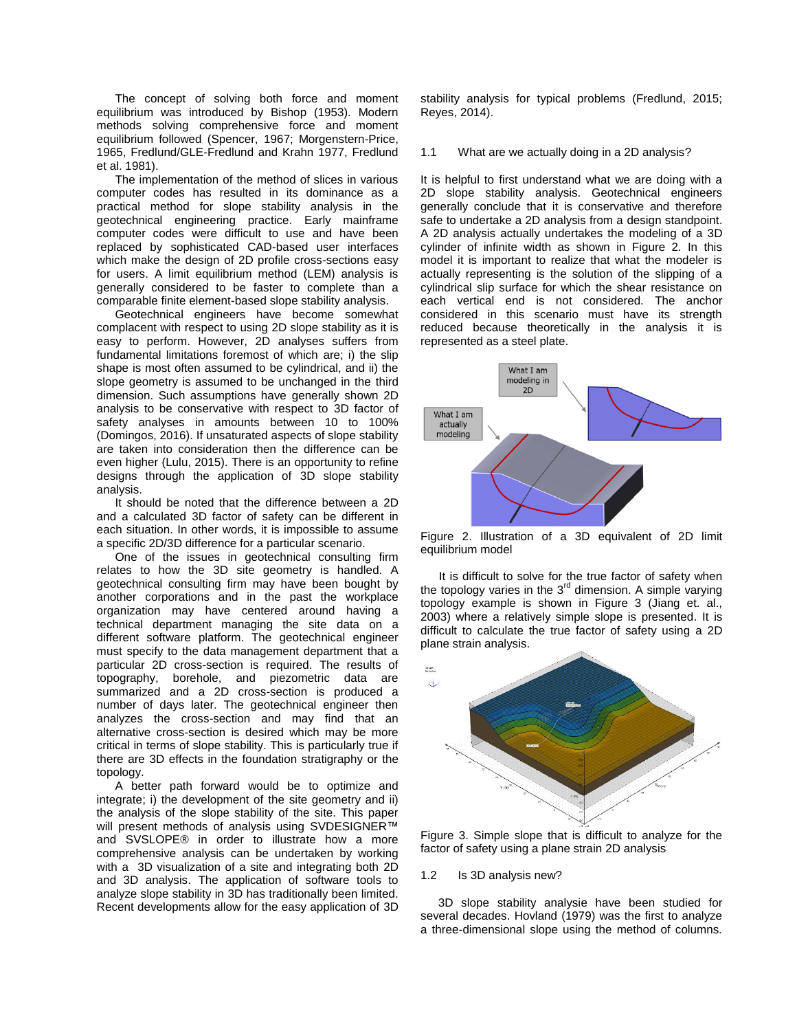The concept of solving both force and moment equilibrium was introduced by Bishop (1953). Modern methods solving comprehensive force and moment equilibrium followed (Spencer, 1967; Morgenstern-Price, 1965, Fredlund/GLE-Fredlund and Krahn 1977, Fredlund et al. 1981).

The implementation of the method of slices in various computer codes has resulted in its dominance as a practical method for slope stability analysis in the geotechnical engineering practice. Early mainframe computer codes were difficult to use and have been replaced by sophisticated CAD-based user interfaces which make the design of 2D profile cross-sections easy for users. A limit equilibrium method (LEM) analysis is generally considered to be faster to complete than a comparable finite element-based slope stability analysis.

Geotechnical engineers have become somewhat complacent with respect to using 2D slope stability as it is easy to perform. However, 2D analyses suffers from fundamental limitations foremost of which are; i) the slip shape is most often assumed to be cylindrical, and ii) the slope geometry is assumed to be unchanged in the third dimension. Such assumptions have generally shown 2D analysis to be conservative with respect to 3D factor of safety analyses in amounts between 10 to 100% (Domingos, 2016). If unsaturated aspects of slope stability are taken into consideration then the difference can be even higher (Lulu, 2015). There is an opportunity to refine designs through the application of 3D slope stability analysis.

It should be noted that the difference between a 2D and a calculated 3D factor of safety can be different in each situation. In other words, it is impossible to assume a specific 2D/3D difference for a particular scenario.

One of the issues in geotechnical consulting firm relates to how the 3D site geometry is handled. A geotechnical consulting firm may have been bought by another corporations and in the past the workplace organization may have centered around having a technical department managing the site data on a different software platform. The geotechnical engineer must specify to the data management department that a particular 2D cross-section is required. The results of topography, borehole, and piezometric data are summarized and a 2D cross-section is produced a number of days later. The geotechnical engineer then analyzes the cross-section and may find that an alternative cross-section is desired which may be more critical in terms of slope stability. This is particularly true if there are 3D effects in the foundation stratigraphy or the topology.

A better path forward would be to optimize and integrate; i) the development of the site geometry and ii) the analysis of the slope stability of the site. This paper will present methods of analysis using SVDESIGNER™ and SVSLOPE® in order to illustrate how a more comprehensive analysis can be undertaken by working with a 3D visualization of a site and integrating both 2D and 3D analysis. The application of software tools to analyze slope stability in 3D has traditionally been limited. Recent developments allow for the easy application of 3D stability analysis for typical problems (Fredlund, 2015; Reyes, 2014).

### 1.1 What are we actually doing in a 2D analysis?

It is helpful to first understand what we are doing with a 2D slope stability analysis. Geotechnical engineers generally conclude that it is conservative and therefore safe to undertake a 2D analysis from a design standpoint. A 2D analysis actually undertakes the modeling of a 3D cylinder of infinite width as shown in Figure 2. In this model it is important to realize that what the modeler is actually representing is the solution of the slipping of a cylindrical slip surface for which the shear resistance on each vertical end is not considered. The anchor considered in this scenario must have its strength reduced because theoretically in the analysis it is represented as a steel plate.

Figure 2. Illustration of a 3D equivalent of 2D limit equilibrium model

It is difficult to solve for the true factor of safety when the topology varies in the 3rd dimension. A simple varying topology example is shown in Figure 3 (Jiang et. al., 2003) where a relatively simple slope is presented. It is difficult to calculate the true factor of safety using a 2D plane strain analysis.

Figure 3. Simple slope that is difficult to analyze for the factor of safety using a plane strain 2D analysis

### 1.2 Is 3D analysis new?

3D slope stability analysie have been studied for several decades. Hovland (1979) was the first to analyze a three-dimensional slope using the method of columns.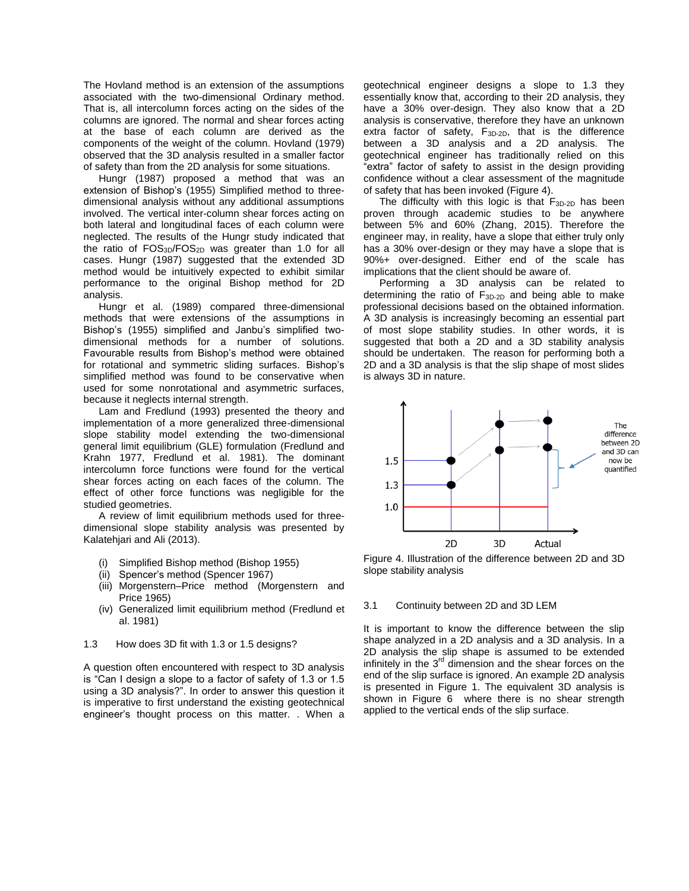The Hovland method is an extension of the assumptions associated with the two-dimensional Ordinary method. That is, all intercolumn forces acting on the sides of the columns are ignored. The normal and shear forces acting at the base of each column are derived as the components of the weight of the column. Hovland (1979) observed that the 3D analysis resulted in a smaller factor of safety than from the 2D analysis for some situations.

Hungr (1987) proposed a method that was an extension of Bishop's (1955) Simplified method to three-dimensional analysis without any additional assumptions involved. The vertical inter-column shear forces acting on both lateral and longitudinal faces of each column were neglected. The results of the Hungr study indicated that the ratio of $FOS_{3D}/FOS_{2D}$ was greater than 1.0 for all cases. Hungr (1987) suggested that the extended 3D method would be intuitively expected to exhibit similar performance to the original Bishop method for 2D analysis.

Hungr et al. (1989) compared three-dimensional methods that were extensions of the assumptions in Bishop's (1955) simplified and Janbu's simplified two-dimensional methods for a number of solutions. Favourable results from Bishop's method were obtained for rotational and symmetric sliding surfaces. Bishop's simplified method was found to be conservative when used for some nonrotational and asymmetric surfaces, because it neglects internal strength.

Lam and Fredlund (1993) presented the theory and implementation of a more generalized three-dimensional slope stability model extending the two-dimensional general limit equilibrium (GLE) formulation (Fredlund and Krahn 1977, Fredlund et al. 1981). The dominant intercolumn force functions were found for the vertical shear forces acting on each faces of the column. The effect of other force functions was negligible for the studied geometries.

A review of limit equilibrium methods used for three-dimensional slope stability analysis was presented by Kalatehjari and Ali (2013).

- (i) Simplified Bishop method (Bishop 1955)
- (ii) Spencer's method (Spencer 1967)
- (iii) Morgenstern–Price method (Morgenstern and Price 1965)
- (iv) Generalized limit equilibrium method (Fredlund et al. 1981)

### 1.3 How does 3D fit with 1.3 or 1.5 designs?

A question often encountered with respect to 3D analysis is "Can I design a slope to a factor of safety of 1.3 or 1.5 using a 3D analysis?". In order to answer this question it is imperative to first understand the existing geotechnical engineer's thought process on this matter. . When a geotechnical engineer designs a slope to 1.3 they essentially know that, according to their 2D analysis, they have a 30% over-design. They also know that a 2D analysis is conservative, therefore they have an unknown extra factor of safety, $F_{3D\text{-}2D}$, that is the difference between a 3D analysis and a 2D analysis. The geotechnical engineer has traditionally relied on this "extra" factor of safety to assist in the design providing confidence without a clear assessment of the magnitude of safety that has been invoked (Figure 4).

The difficulty with this logic is that $F_{3D\text{-}2D}$ has been proven through academic studies to be anywhere between 5% and 60% (Zhang, 2015). Therefore the engineer may, in reality, have a slope that either truly only has a 30% over-design or they may have a slope that is 90%+ over-designed. Either end of the scale has implications that the client should be aware of.

Performing a 3D analysis can be related to determining the ratio of $F_{3D\text{-}2D}$ and being able to make professional decisions based on the obtained information. A 3D analysis is increasingly becoming an essential part of most slope stability studies. In other words, it is suggested that both a 2D and a 3D stability analysis should be undertaken. The reason for performing both a 2D and a 3D analysis is that the slip shape of most slides is always 3D in nature.

Figure 4. Illustration of the difference between 2D and 3D slope stability analysis

### 3.1 Continuity between 2D and 3D LEM

It is important to know the difference between the slip shape analyzed in a 2D analysis and a 3D analysis. In a 2D analysis the slip shape is assumed to be extended infinitely in the 3rd dimension and the shear forces on the end of the slip surface is ignored. An example 2D analysis is presented in Figure 1. The equivalent 3D analysis is shown in Figure 6 where there is no shear strength applied to the vertical ends of the slip surface.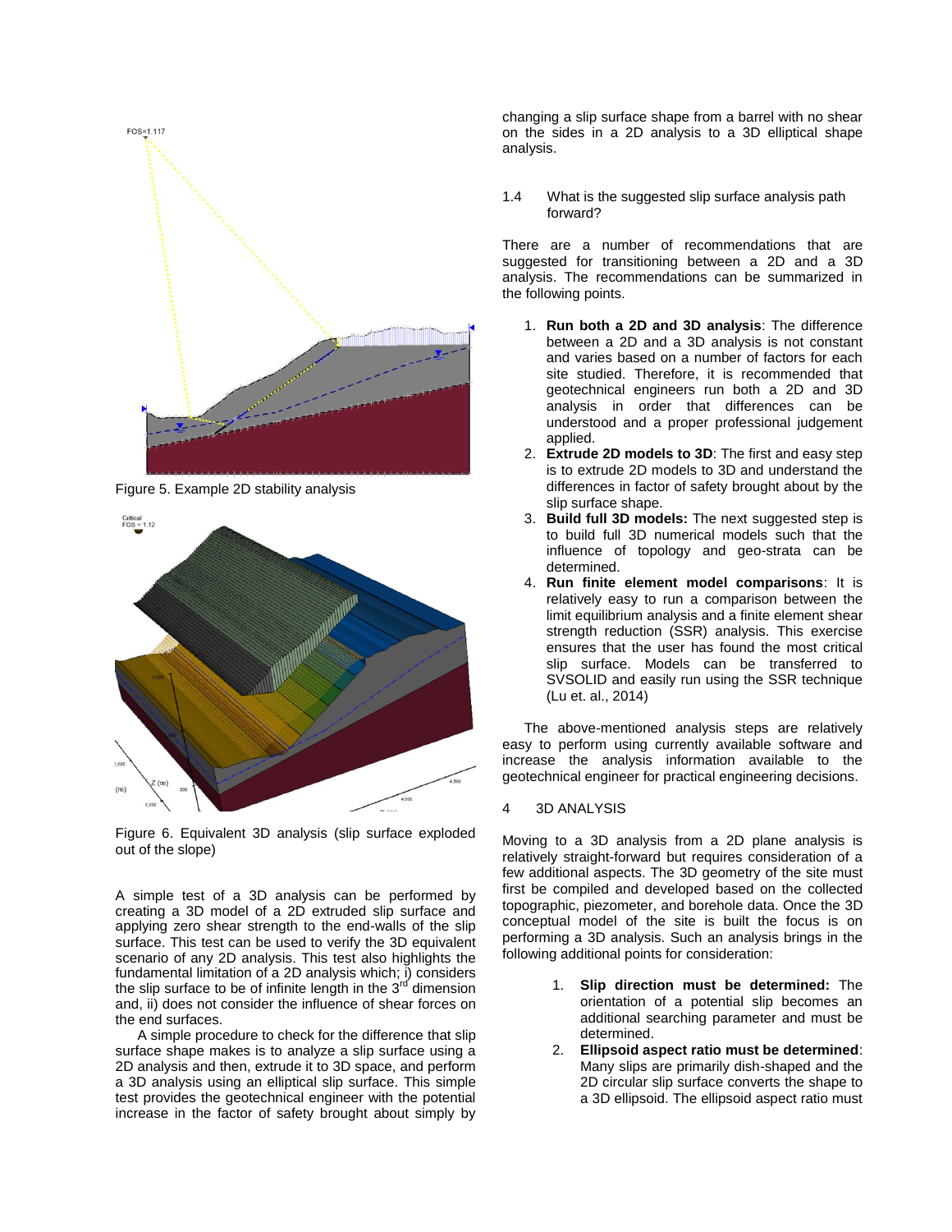Figure 5. Example 2D stability analysis

Figure 6. Equivalent 3D analysis (slip surface exploded out of the slope)

A simple test of a 3D analysis can be performed by creating a 3D model of a 2D extruded slip surface and applying zero shear strength to the end-walls of the slip surface. This test can be used to verify the 3D equivalent scenario of any 2D analysis. This test also highlights the fundamental limitation of a 2D analysis which; i) considers the slip surface to be of infinite length in the 3rd dimension and, ii) does not consider the influence of shear forces on the end surfaces.

A simple procedure to check for the difference that slip surface shape makes is to analyze a slip surface using a 2D analysis and then, extrude it to 3D space, and perform a 3D analysis using an elliptical slip surface. This simple test provides the geotechnical engineer with the potential increase in the factor of safety brought about simply by changing a slip surface shape from a barrel with no shear on the sides in a 2D analysis to a 3D elliptical shape analysis.

### 1.4 What is the suggested slip surface analysis path forward?

There are a number of recommendations that are suggested for transitioning between a 2D and a 3D analysis. The recommendations can be summarized in the following points.

1. **Run both a 2D and 3D analysis**: The difference between a 2D and a 3D analysis is not constant and varies based on a number of factors for each site studied. Therefore, it is recommended that geotechnical engineers run both a 2D and 3D analysis in order that differences can be understood and a proper professional judgement applied.
2. **Extrude 2D models to 3D**: The first and easy step is to extrude 2D models to 3D and understand the differences in factor of safety brought about by the slip surface shape.
3. **Build full 3D models:** The next suggested step is to build full 3D numerical models such that the influence of topology and geo-strata can be determined.
4. **Run finite element model comparisons**: It is relatively easy to run a comparison between the limit equilibrium analysis and a finite element shear strength reduction (SSR) analysis. This exercise ensures that the user has found the most critical slip surface. Models can be transferred to SVSOLID and easily run using the SSR technique (Lu et. al., 2014)

The above-mentioned analysis steps are relatively easy to perform using currently available software and increase the analysis information available to the geotechnical engineer for practical engineering decisions.

## 4 3D ANALYSIS

Moving to a 3D analysis from a 2D plane analysis is relatively straight-forward but requires consideration of a few additional aspects. The 3D geometry of the site must first be compiled and developed based on the collected topographic, piezometer, and borehole data. Once the 3D conceptual model of the site is built the focus is on performing a 3D analysis. Such an analysis brings in the following additional points for consideration:

1. **Slip direction must be determined:** The orientation of a potential slip becomes an additional searching parameter and must be determined.
2. **Ellipsoid aspect ratio must be determined**: Many slips are primarily dish-shaped and the 2D circular slip surface converts the shape to a 3D ellipsoid. The ellipsoid aspect ratio must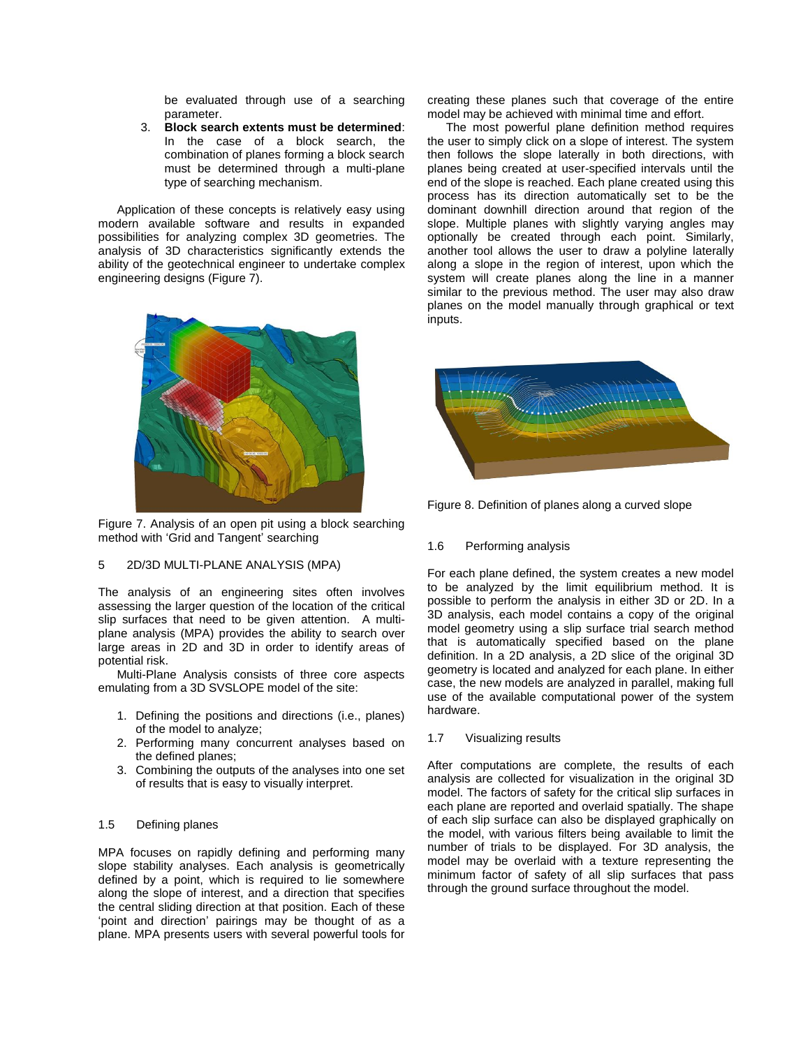be evaluated through use of a searching parameter.

3. **Block search extents must be determined**: In the case of a block search, the combination of planes forming a block search must be determined through a multi-plane type of searching mechanism.

Application of these concepts is relatively easy using modern available software and results in expanded possibilities for analyzing complex 3D geometries. The analysis of 3D characteristics significantly extends the ability of the geotechnical engineer to undertake complex engineering designs (Figure 7).

Figure 7. Analysis of an open pit using a block searching method with 'Grid and Tangent' searching

## 5 2D/3D MULTI-PLANE ANALYSIS (MPA)

The analysis of an engineering sites often involves assessing the larger question of the location of the critical slip surfaces that need to be given attention. A multi-plane analysis (MPA) provides the ability to search over large areas in 2D and 3D in order to identify areas of potential risk.

Multi-Plane Analysis consists of three core aspects emulating from a 3D SVSLOPE model of the site:

1. Defining the positions and directions (i.e., planes) of the model to analyze;
2. Performing many concurrent analyses based on the defined planes;
3. Combining the outputs of the analyses into one set of results that is easy to visually interpret.

### 1.5 Defining planes

MPA focuses on rapidly defining and performing many slope stability analyses. Each analysis is geometrically defined by a point, which is required to lie somewhere along the slope of interest, and a direction that specifies the central sliding direction at that position. Each of these 'point and direction' pairings may be thought of as a plane. MPA presents users with several powerful tools for creating these planes such that coverage of the entire model may be achieved with minimal time and effort.

The most powerful plane definition method requires the user to simply click on a slope of interest. The system then follows the slope laterally in both directions, with planes being created at user-specified intervals until the end of the slope is reached. Each plane created using this process has its direction automatically set to be the dominant downhill direction around that region of the slope. Multiple planes with slightly varying angles may optionally be created through each point. Similarly, another tool allows the user to draw a polyline laterally along a slope in the region of interest, upon which the system will create planes along the line in a manner similar to the previous method. The user may also draw planes on the model manually through graphical or text inputs.

Figure 8. Definition of planes along a curved slope

### 1.6 Performing analysis

For each plane defined, the system creates a new model to be analyzed by the limit equilibrium method. It is possible to perform the analysis in either 3D or 2D. In a 3D analysis, each model contains a copy of the original model geometry using a slip surface trial search method that is automatically specified based on the plane definition. In a 2D analysis, a 2D slice of the original 3D geometry is located and analyzed for each plane. In either case, the new models are analyzed in parallel, making full use of the available computational power of the system hardware.

### 1.7 Visualizing results

After computations are complete, the results of each analysis are collected for visualization in the original 3D model. The factors of safety for the critical slip surfaces in each plane are reported and overlaid spatially. The shape of each slip surface can also be displayed graphically on the model, with various filters being available to limit the number of trials to be displayed. For 3D analysis, the model may be overlaid with a texture representing the minimum factor of safety of all slip surfaces that pass through the ground surface throughout the model.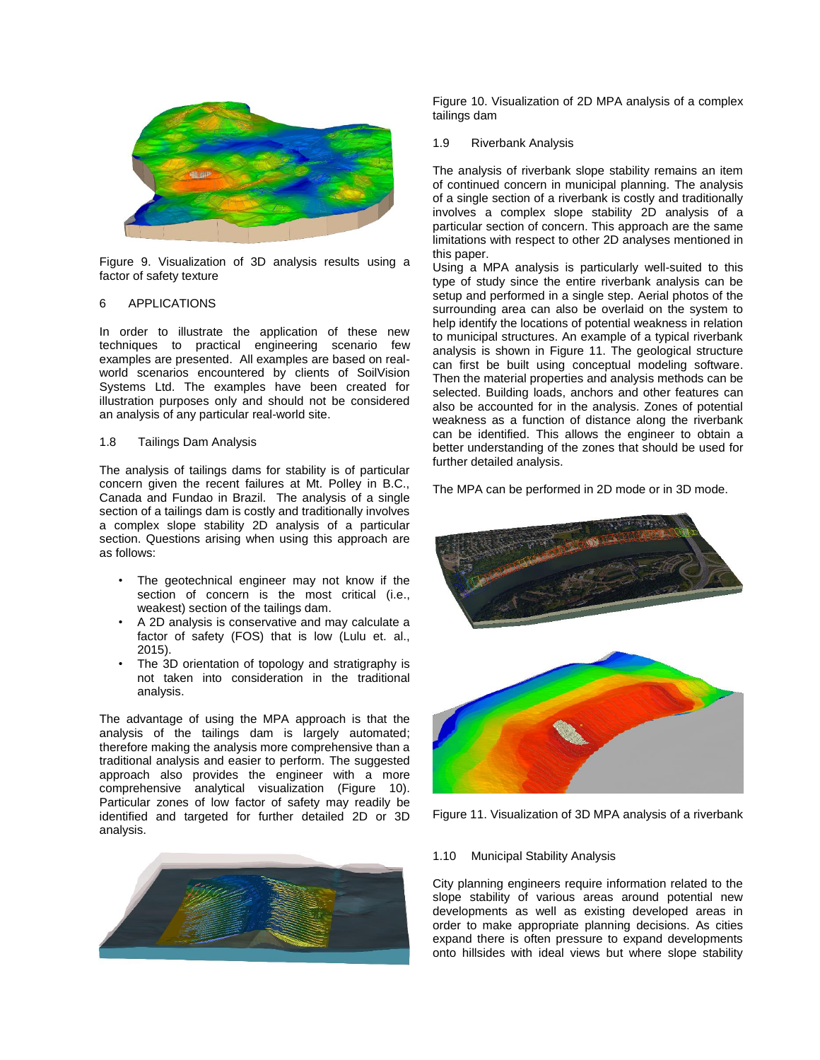Figure 9. Visualization of 3D analysis results using a factor of safety texture

## 6 APPLICATIONS

In order to illustrate the application of these new techniques to practical engineering scenario few examples are presented. All examples are based on real-world scenarios encountered by clients of SoilVision Systems Ltd. The examples have been created for illustration purposes only and should not be considered an analysis of any particular real-world site.

### 1.8 Tailings Dam Analysis

The analysis of tailings dams for stability is of particular concern given the recent failures at Mt. Polley in B.C., Canada and Fundao in Brazil. The analysis of a single section of a tailings dam is costly and traditionally involves a complex slope stability 2D analysis of a particular section. Questions arising when using this approach are as follows:

- The geotechnical engineer may not know if the section of concern is the most critical (i.e., weakest) section of the tailings dam.
- A 2D analysis is conservative and may calculate a factor of safety (FOS) that is low (Lulu et. al., 2015).
- The 3D orientation of topology and stratigraphy is not taken into consideration in the traditional analysis.

The advantage of using the MPA approach is that the analysis of the tailings dam is largely automated; therefore making the analysis more comprehensive than a traditional analysis and easier to perform. The suggested approach also provides the engineer with a more comprehensive analytical visualization (Figure 10). Particular zones of low factor of safety may readily be identified and targeted for further detailed 2D or 3D analysis.

Figure 10. Visualization of 2D MPA analysis of a complex tailings dam

### 1.9 Riverbank Analysis

The analysis of riverbank slope stability remains an item of continued concern in municipal planning. The analysis of a single section of a riverbank is costly and traditionally involves a complex slope stability 2D analysis of a particular section of concern. This approach are the same limitations with respect to other 2D analyses mentioned in this paper.

Using a MPA analysis is particularly well-suited to this type of study since the entire riverbank analysis can be setup and performed in a single step. Aerial photos of the surrounding area can also be overlaid on the system to help identify the locations of potential weakness in relation to municipal structures. An example of a typical riverbank analysis is shown in Figure 11. The geological structure can first be built using conceptual modeling software. Then the material properties and analysis methods can be selected. Building loads, anchors and other features can also be accounted for in the analysis. Zones of potential weakness as a function of distance along the riverbank can be identified. This allows the engineer to obtain a better understanding of the zones that should be used for further detailed analysis.

The MPA can be performed in 2D mode or in 3D mode.

Figure 11. Visualization of 3D MPA analysis of a riverbank

### 1.10 Municipal Stability Analysis

City planning engineers require information related to the slope stability of various areas around potential new developments as well as existing developed areas in order to make appropriate planning decisions. As cities expand there is often pressure to expand developments onto hillsides with ideal views but where slope stability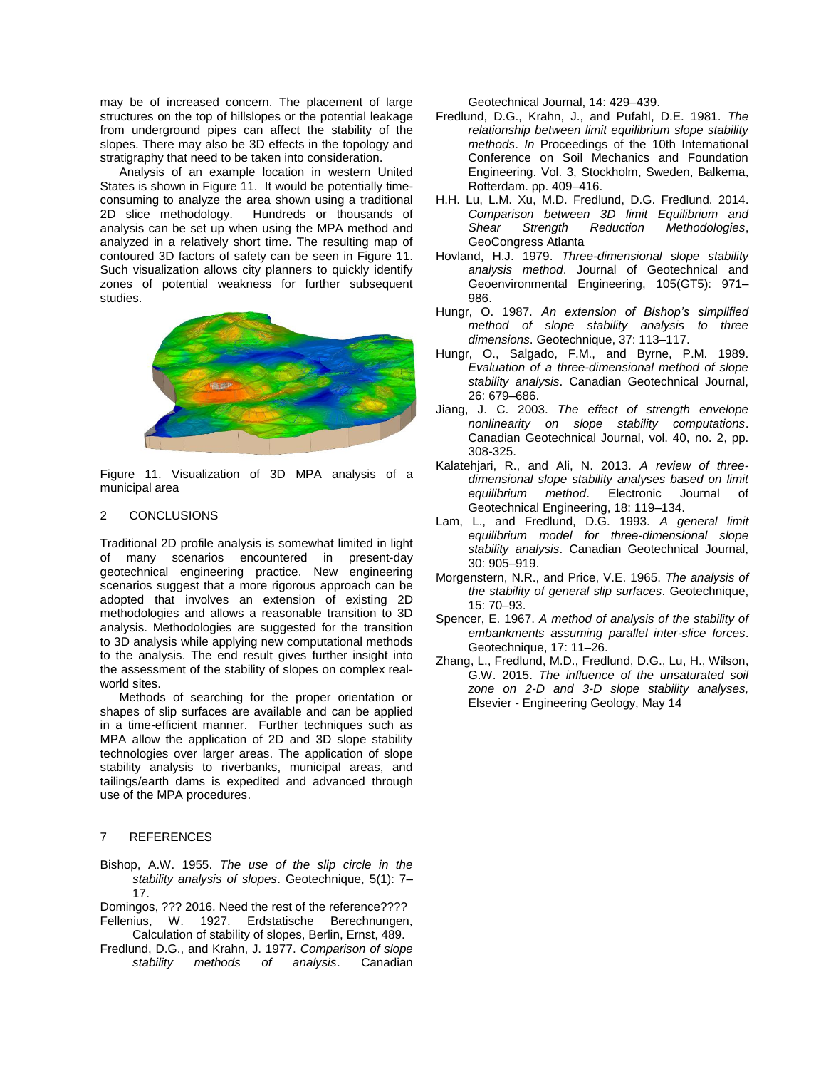may be of increased concern. The placement of large structures on the top of hillslopes or the potential leakage from underground pipes can affect the stability of the slopes. There may also be 3D effects in the topology and stratigraphy that need to be taken into consideration.

Analysis of an example location in western United States is shown in Figure 11. It would be potentially time-consuming to analyze the area shown using a traditional 2D slice methodology. Hundreds or thousands of analysis can be set up when using the MPA method and analyzed in a relatively short time. The resulting map of contoured 3D factors of safety can be seen in Figure 11. Such visualization allows city planners to quickly identify zones of potential weakness for further subsequent studies.

Figure 11. Visualization of 3D MPA analysis of a municipal area

## 2 CONCLUSIONS

Traditional 2D profile analysis is somewhat limited in light of many scenarios encountered in present-day geotechnical engineering practice. New engineering scenarios suggest that a more rigorous approach can be adopted that involves an extension of existing 2D methodologies and allows a reasonable transition to 3D analysis. Methodologies are suggested for the transition to 3D analysis while applying new computational methods to the analysis. The end result gives further insight into the assessment of the stability of slopes on complex real-world sites.

Methods of searching for the proper orientation or shapes of slip surfaces are available and can be applied in a time-efficient manner. Further techniques such as MPA allow the application of 2D and 3D slope stability technologies over larger areas. The application of slope stability analysis to riverbanks, municipal areas, and tailings/earth dams is expedited and advanced through use of the MPA procedures.

## 7 REFERENCES

Bishop, A.W. 1955. *The use of the slip circle in the stability analysis of slopes*. Geotechnique, 5(1): 7–17.

Domingos, ??? 2016. Need the rest of the reference????

Fellenius, W. 1927. Erdstatische Berechnungen, Calculation of stability of slopes, Berlin, Ernst, 489.

Fredlund, D.G., and Krahn, J. 1977. *Comparison of slope stability methods of analysis*. Canadian Geotechnical Journal, 14: 429–439.

Fredlund, D.G., Krahn, J., and Pufahl, D.E. 1981. *The relationship between limit equilibrium slope stability methods*. *In* Proceedings of the 10th International Conference on Soil Mechanics and Foundation Engineering. Vol. 3, Stockholm, Sweden, Balkema, Rotterdam. pp. 409–416.

H.H. Lu, L.M. Xu, M.D. Fredlund, D.G. Fredlund. 2014. *Comparison between 3D limit Equilibrium and Shear Strength Reduction Methodologies*, GeoCongress Atlanta

Hovland, H.J. 1979. *Three-dimensional slope stability analysis method*. Journal of Geotechnical and Geoenvironmental Engineering, 105(GT5): 971–986.

Hungr, O. 1987. *An extension of Bishop's simplified method of slope stability analysis to three dimensions*. Geotechnique, 37: 113–117.

Hungr, O., Salgado, F.M., and Byrne, P.M. 1989. *Evaluation of a three-dimensional method of slope stability analysis*. Canadian Geotechnical Journal, 26: 679–686.

Jiang, J. C. 2003. *The effect of strength envelope nonlinearity on slope stability computations*. Canadian Geotechnical Journal, vol. 40, no. 2, pp. 308-325.

Kalatehjari, R., and Ali, N. 2013. *A review of three-dimensional slope stability analyses based on limit equilibrium method*. Electronic Journal of Geotechnical Engineering, 18: 119–134.

Lam, L., and Fredlund, D.G. 1993. *A general limit equilibrium model for three-dimensional slope stability analysis*. Canadian Geotechnical Journal, 30: 905–919.

Morgenstern, N.R., and Price, V.E. 1965. *The analysis of the stability of general slip surfaces*. Geotechnique, 15: 70–93.

Spencer, E. 1967. *A method of analysis of the stability of embankments assuming parallel inter-slice forces*. Geotechnique, 17: 11–26.

Zhang, L., Fredlund, M.D., Fredlund, D.G., Lu, H., Wilson, G.W. 2015. *The influence of the unsaturated soil zone on 2-D and 3-D slope stability analyses,* Elsevier - Engineering Geology, May 14